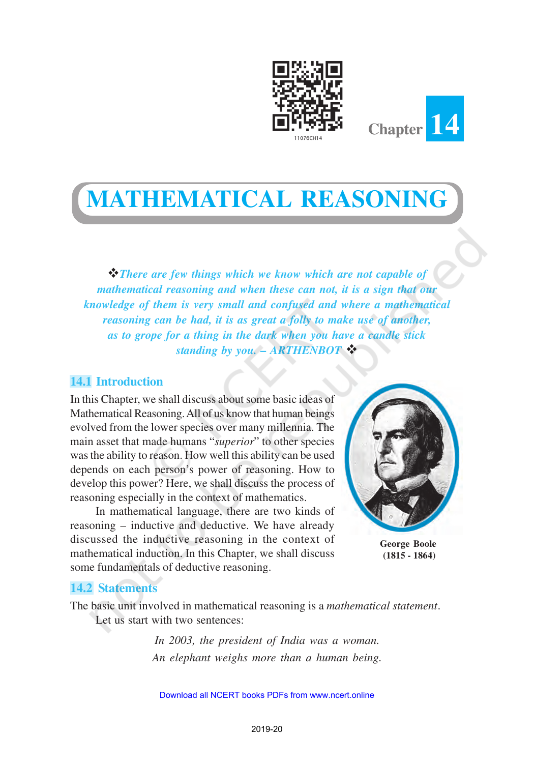Chapter 14

# MATHEMATICAL REASONING

❖*There are few things which we know which are not capable of mathematical reasoning and when these can not, it is a sign that our knowledge of them is very small and confused and where a mathematical reasoning can be had, it is as great a folly to make use of another, as to grope for a thing in the dark when you have a candle stick standing by you. – ARTHENBOT* ❖

## 14.1 Introduction

In this Chapter, we shall discuss about some basic ideas of Mathematical Reasoning. All of us know that human beings evolved from the lower species over many millennia. The main asset that made humans "*superior*" to other species was the ability to reason. How well this ability can be used depends on each person's power of reasoning. How to develop this power? Here, we shall discuss the process of reasoning especially in the context of mathematics.

In mathematical language, there are two kinds of reasoning – inductive and deductive. We have already discussed the inductive reasoning in the context of mathematical induction. In this Chapter, we shall discuss some fundamentals of deductive reasoning.

**George Boole (1815 - 1864)**

## 14.2 Statements

The basic unit involved in mathematical reasoning is a *mathematical statement*.

Let us start with two sentences:

*In 2003, the president of India was a woman.*

*An elephant weighs more than a human being.*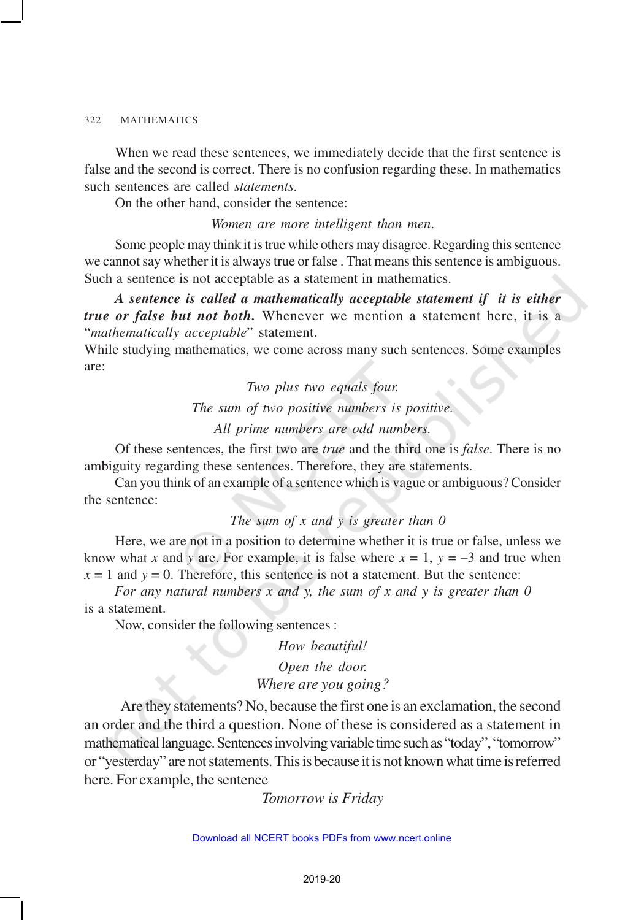When we read these sentences, we immediately decide that the first sentence is false and the second is correct. There is no confusion regarding these. In mathematics such sentences are called *statements*.

On the other hand, consider the sentence:

*Women are more intelligent than men*.

Some people may think it is true while others may disagree. Regarding this sentence we cannot say whether it is always true or false . That means this sentence is ambiguous. Such a sentence is not acceptable as a statement in mathematics.

***A sentence is called a mathematically acceptable statement if it is either true or false but not both.*** Whenever we mention a statement here, it is a "*mathematically acceptable*" statement.

While studying mathematics, we come across many such sentences. Some examples are:

*Two plus two equals four.*

*The sum of two positive numbers is positive.*

*All prime numbers are odd numbers.*

Of these sentences, the first two are *true* and the third one is *false*. There is no ambiguity regarding these sentences. Therefore, they are statements.

Can you think of an example of a sentence which is vague or ambiguous? Consider the sentence:

*The sum of x and y is greater than 0*

Here, we are not in a position to determine whether it is true or false, unless we know what $x$ and $y$ are. For example, it is false where $x = 1$, $y = -3$ and true when $x = 1$ and $y = 0$. Therefore, this sentence is not a statement. But the sentence:

*For any natural numbers x and y, the sum of x and y is greater than 0*

is a statement.

Now, consider the following sentences :

*How beautiful!*

*Open the door.*

*Where are you going?*

Are they statements? No, because the first one is an exclamation, the second an order and the third a question. None of these is considered as a statement in mathematical language. Sentences involving variable time such as "today", "tomorrow" or "yesterday" are not statements. This is because it is not known what time is referred here. For example, the sentence

*Tomorrow is Friday*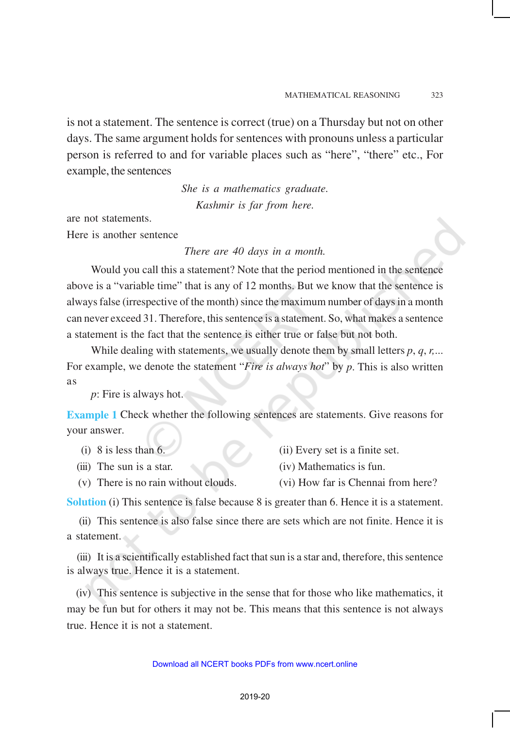is not a statement. The sentence is correct (true) on a Thursday but not on other days. The same argument holds for sentences with pronouns unless a particular person is referred to and for variable places such as "here", "there" etc., For example, the sentences

*She is a mathematics graduate.*

*Kashmir is far from here.*

are not statements.

Here is another sentence

*There are 40 days in a month.*

Would you call this a statement? Note that the period mentioned in the sentence above is a "variable time" that is any of 12 months. But we know that the sentence is always false (irrespective of the month) since the maximum number of days in a month can never exceed 31. Therefore, this sentence is a statement. So, what makes a sentence a statement is the fact that the sentence is either true or false but not both.

While dealing with statements, we usually denote them by small letters $p$, $q$, $r$,... For example, we denote the statement "*Fire is always hot*" by $p$. This is also written as

$p$: Fire is always hot.

**Example 1** Check whether the following sentences are statements. Give reasons for your answer.

(i) 8 is less than 6.

(ii) Every set is a finite set.

(iii) The sun is a star.

(iv) Mathematics is fun.

(v) There is no rain without clouds.

(vi) How far is Chennai from here?

**Solution** (i) This sentence is false because 8 is greater than 6. Hence it is a statement.

(ii) This sentence is also false since there are sets which are not finite. Hence it is a statement.

(iii) It is a scientifically established fact that sun is a star and, therefore, this sentence is always true. Hence it is a statement.

(iv) This sentence is subjective in the sense that for those who like mathematics, it may be fun but for others it may not be. This means that this sentence is not always true. Hence it is not a statement.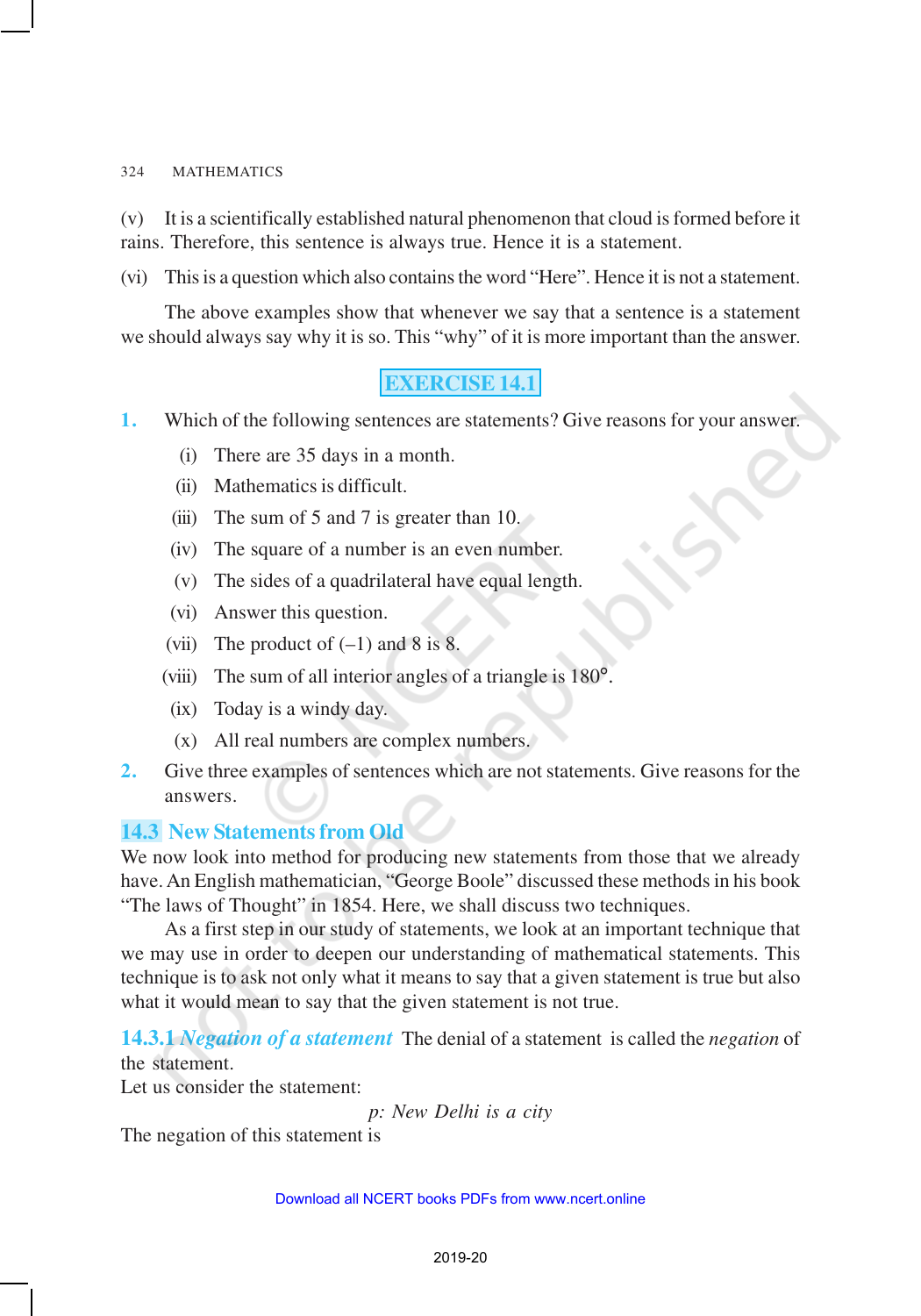(v) It is a scientifically established natural phenomenon that cloud is formed before it rains. Therefore, this sentence is always true. Hence it is a statement.

(vi) This is a question which also contains the word "Here". Hence it is not a statement.

The above examples show that whenever we say that a sentence is a statement we should always say why it is so. This "why" of it is more important than the answer.

## EXERCISE 14.1

1. Which of the following sentences are statements? Give reasons for your answer.
   - (i) There are 35 days in a month.
   - (ii) Mathematics is difficult.
   - (iii) The sum of 5 and 7 is greater than 10.
   - (iv) The square of a number is an even number.
   - (v) The sides of a quadrilateral have equal length.
   - (vi) Answer this question.
   - (vii) The product of (–1) and 8 is 8.
   - (viii) The sum of all interior angles of a triangle is 180°.
   - (ix) Today is a windy day.
   - (x) All real numbers are complex numbers.
2. Give three examples of sentences which are not statements. Give reasons for the answers.

## 14.3 New Statements from Old

We now look into method for producing new statements from those that we already have. An English mathematician, "George Boole" discussed these methods in his book "The laws of Thought" in 1854. Here, we shall discuss two techniques.

As a first step in our study of statements, we look at an important technique that we may use in order to deepen our understanding of mathematical statements. This technique is to ask not only what it means to say that a given statement is true but also what it would mean to say that the given statement is not true.

### 14.3.1 *Negation of a statement*

The denial of a statement is called the *negation* of the statement.

Let us consider the statement:

*p: New Delhi is a city*

The negation of this statement is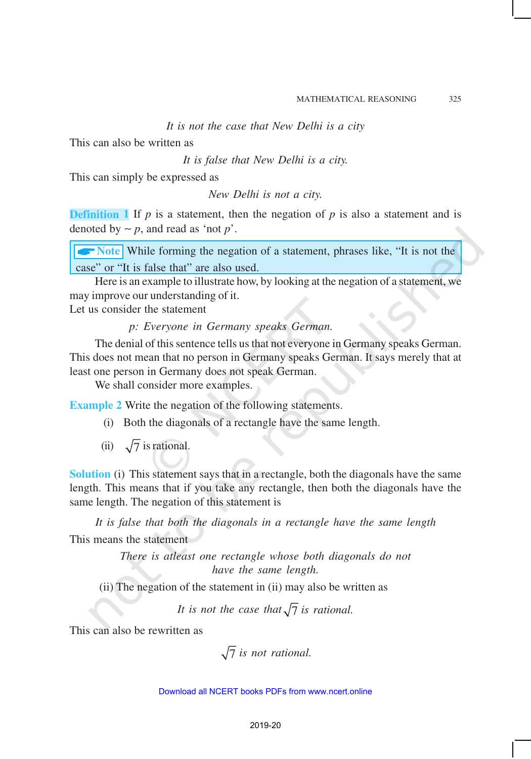*It is not the case that New Delhi is a city*

This can also be written as

*It is false that New Delhi is a city.*

This can simply be expressed as

*New Delhi is not a city.*

**Definition 1** If $p$ is a statement, then the negation of $p$ is also a statement and is denoted by $\sim p$, and read as 'not $p$'.

> **Note** While forming the negation of a statement, phrases like, "It is not the case" or "It is false that" are also used.

Here is an example to illustrate how, by looking at the negation of a statement, we may improve our understanding of it.

Let us consider the statement

*p: Everyone in Germany speaks German.*

The denial of this sentence tells us that not everyone in Germany speaks German. This does not mean that no person in Germany speaks German. It says merely that at least one person in Germany does not speak German.

We shall consider more examples.

**Example 2** Write the negation of the following statements.

(i) Both the diagonals of a rectangle have the same length.

(ii) $\sqrt{7}$ is rational.

**Solution** (i) This statement says that in a rectangle, both the diagonals have the same length. This means that if you take any rectangle, then both the diagonals have the same length. The negation of this statement is

*It is false that both the diagonals in a rectangle have the same length*

This means the statement

*There is atleast one rectangle whose both diagonals do not have the same length.*

(ii) The negation of the statement in (ii) may also be written as

*It is not the case that* $\sqrt{7}$ *is rational.*

This can also be rewritten as

$\sqrt{7}$ *is not rational.*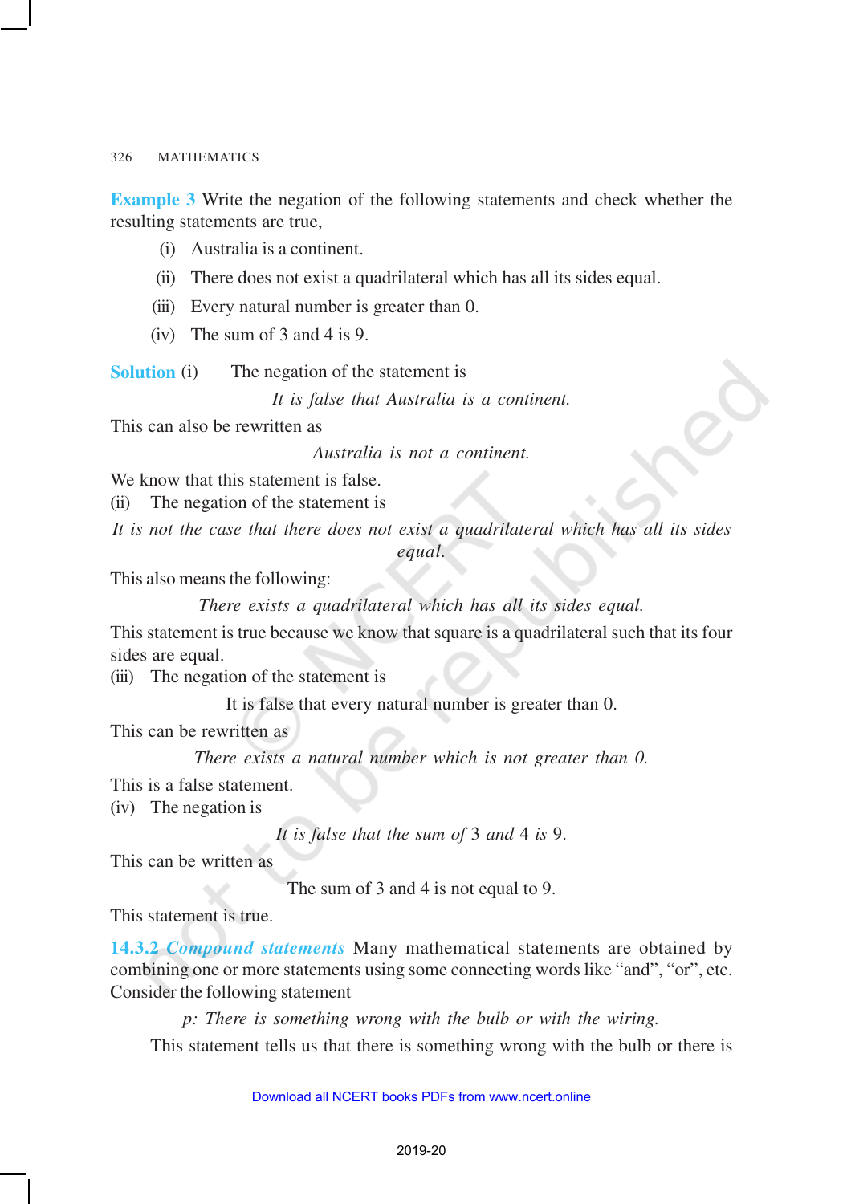**Example 3** Write the negation of the following statements and check whether the resulting statements are true,

(i) Australia is a continent.

(ii) There does not exist a quadrilateral which has all its sides equal.

(iii) Every natural number is greater than 0.

(iv) The sum of 3 and 4 is 9.

**Solution** (i) The negation of the statement is

*It is false that Australia is a continent.*

This can also be rewritten as

*Australia is not a continent.*

We know that this statement is false.

(ii) The negation of the statement is

*It is not the case that there does not exist a quadrilateral which has all its sides equal.*

This also means the following:

*There exists a quadrilateral which has all its sides equal.*

This statement is true because we know that square is a quadrilateral such that its four sides are equal.

(iii) The negation of the statement is

It is false that every natural number is greater than 0.

This can be rewritten as

*There exists a natural number which is not greater than 0.*

This is a false statement.

(iv) The negation is

*It is false that the sum of* 3 *and* 4 *is* 9.

This can be written as

The sum of 3 and 4 is not equal to 9.

This statement is true.

**14.3.2** ***Compound statements*** Many mathematical statements are obtained by combining one or more statements using some connecting words like "and", "or", etc. Consider the following statement

*p: There is something wrong with the bulb or with the wiring.*

This statement tells us that there is something wrong with the bulb or there is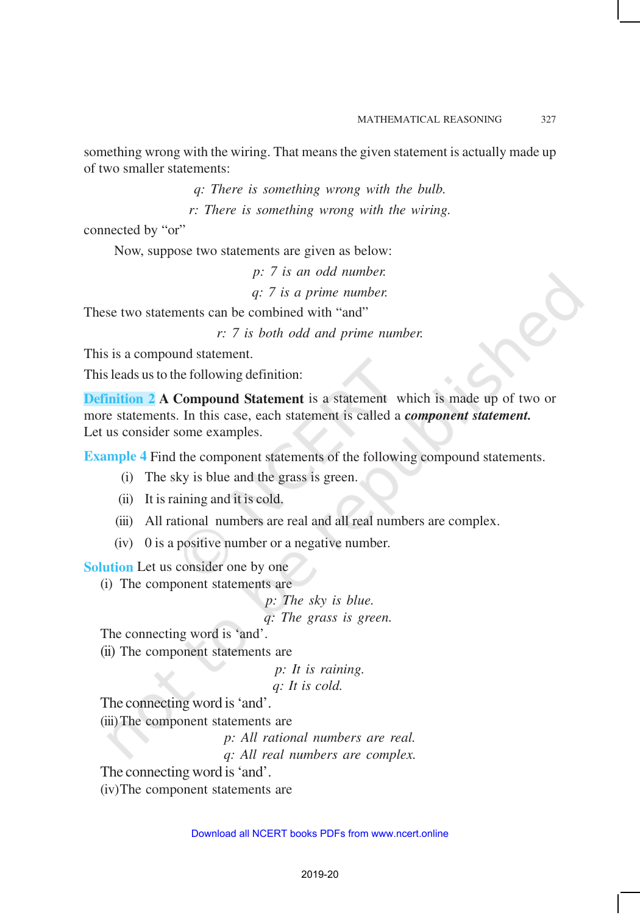something wrong with the wiring. That means the given statement is actually made up of two smaller statements:

*q: There is something wrong with the bulb.*

*r: There is something wrong with the wiring.*

connected by "or"

Now, suppose two statements are given as below:

*p: 7 is an odd number.*

*q: 7 is a prime number.*

These two statements can be combined with "and"

*r: 7 is both odd and prime number.*

This is a compound statement.

This leads us to the following definition:

**Definition 2** **A Compound Statement** is a statement which is made up of two or more statements. In this case, each statement is called a ***component statement.*** Let us consider some examples.

**Example 4** Find the component statements of the following compound statements.

(i) The sky is blue and the grass is green.

(ii) It is raining and it is cold.

(iii) All rational numbers are real and all real numbers are complex.

(iv) 0 is a positive number or a negative number.

**Solution** Let us consider one by one

(i) The component statements are

*p: The sky is blue.*

*q: The grass is green.*

The connecting word is 'and'.

(ii) The component statements are

*p: It is raining.*

*q: It is cold.*

The connecting word is 'and'.

(iii) The component statements are

*p: All rational numbers are real.*

*q: All real numbers are complex.*

The connecting word is 'and'.

(iv) The component statements are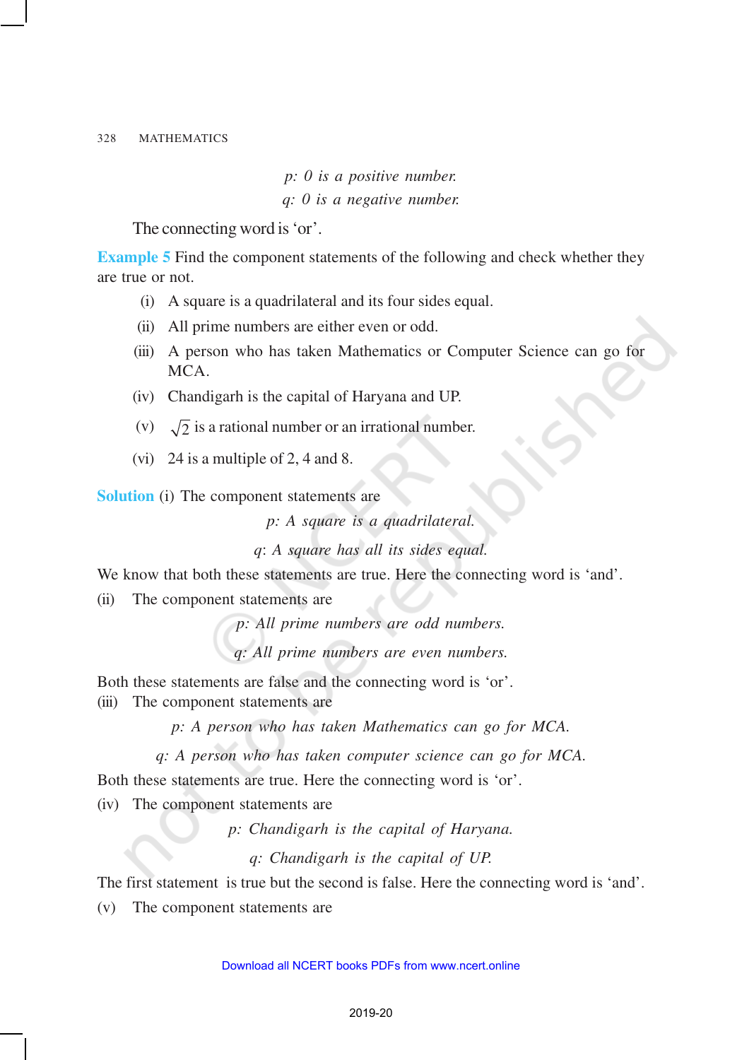*p: 0 is a positive number.*

*q: 0 is a negative number.*

The connecting word is 'or'.

**Example 5** Find the component statements of the following and check whether they are true or not.

(i) A square is a quadrilateral and its four sides equal.

(ii) All prime numbers are either even or odd.

(iii) A person who has taken Mathematics or Computer Science can go for MCA.

(iv) Chandigarh is the capital of Haryana and UP.

(v) $\sqrt{2}$ is a rational number or an irrational number.

(vi) 24 is a multiple of 2, 4 and 8.

**Solution** (i) The component statements are

*p: A square is a quadrilateral.*

*q: A square has all its sides equal.*

We know that both these statements are true. Here the connecting word is 'and'.

(ii) The component statements are

*p: All prime numbers are odd numbers.*

*q: All prime numbers are even numbers.*

Both these statements are false and the connecting word is 'or'.

(iii) The component statements are

*p: A person who has taken Mathematics can go for MCA.*

*q: A person who has taken computer science can go for MCA.*

Both these statements are true. Here the connecting word is 'or'.

(iv) The component statements are

*p: Chandigarh is the capital of Haryana.*

*q: Chandigarh is the capital of UP.*

The first statement is true but the second is false. Here the connecting word is 'and'.

(v) The component statements are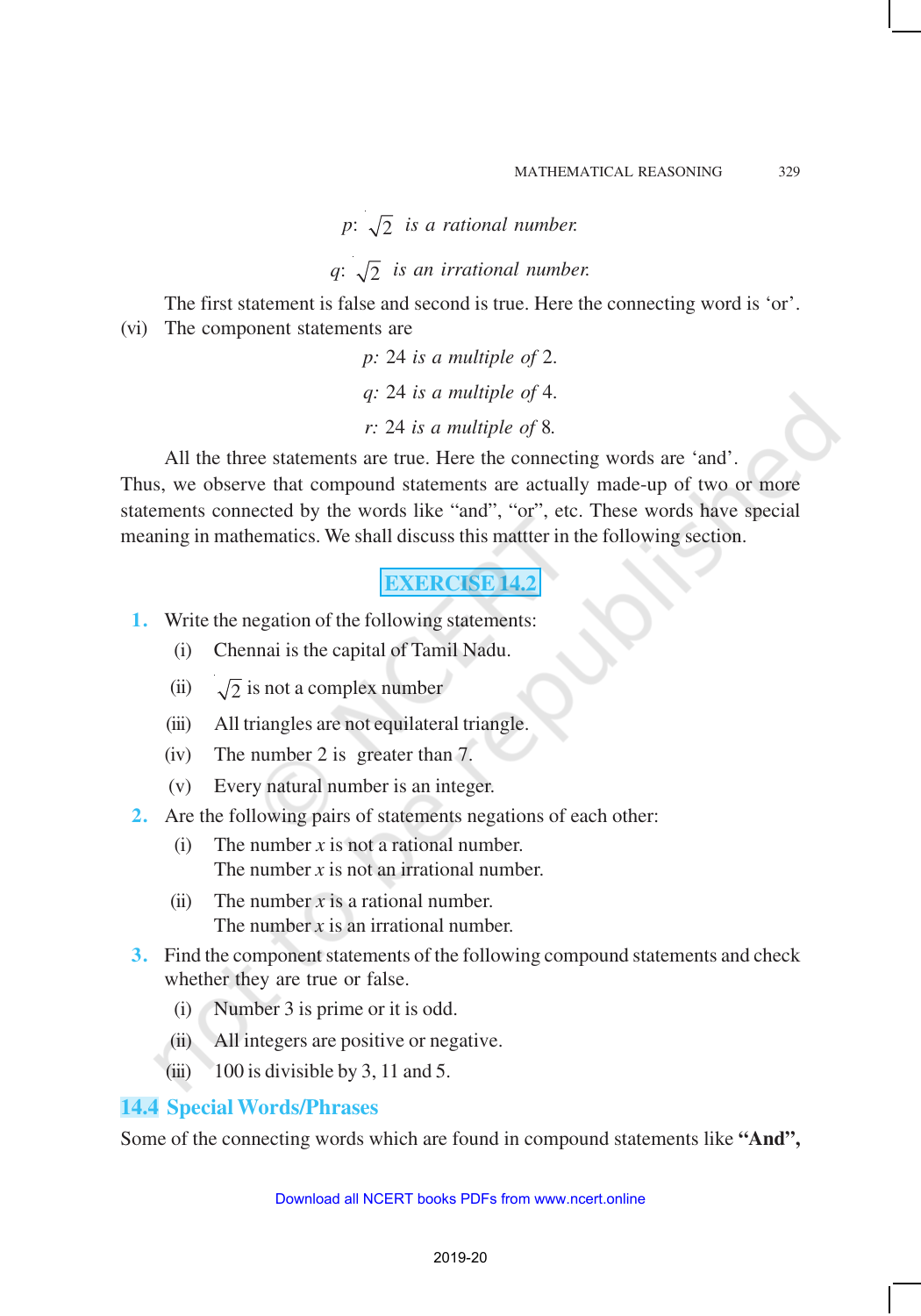*p*: $\sqrt{2}$ *is a rational number.*

*q*: $\sqrt{2}$ *is an irrational number.*

The first statement is false and second is true. Here the connecting word is 'or'.

(vi) The component statements are

*p: 24 is a multiple of 2.*

*q: 24 is a multiple of 4.*

*r: 24 is a multiple of 8.*

All the three statements are true. Here the connecting words are 'and'.

Thus, we observe that compound statements are actually made-up of two or more statements connected by the words like "and", "or", etc. These words have special meaning in mathematics. We shall discuss this mattter in the following section.

## EXERCISE 14.2

1. Write the negation of the following statements:
   - (i) Chennai is the capital of Tamil Nadu.
   - (ii) $\sqrt{2}$ is not a complex number
   - (iii) All triangles are not equilateral triangle.
   - (iv) The number 2 is greater than 7.
   - (v) Every natural number is an integer.
2. Are the following pairs of statements negations of each other:
   - (i) The number $x$ is not a rational number.
     The number $x$ is not an irrational number.
   - (ii) The number $x$ is a rational number.
     The number $x$ is an irrational number.
3. Find the component statements of the following compound statements and check whether they are true or false.
   - (i) Number 3 is prime or it is odd.
   - (ii) All integers are positive or negative.
   - (iii) 100 is divisible by 3, 11 and 5.

## 14.4 Special Words/Phrases

Some of the connecting words which are found in compound statements like **"And",**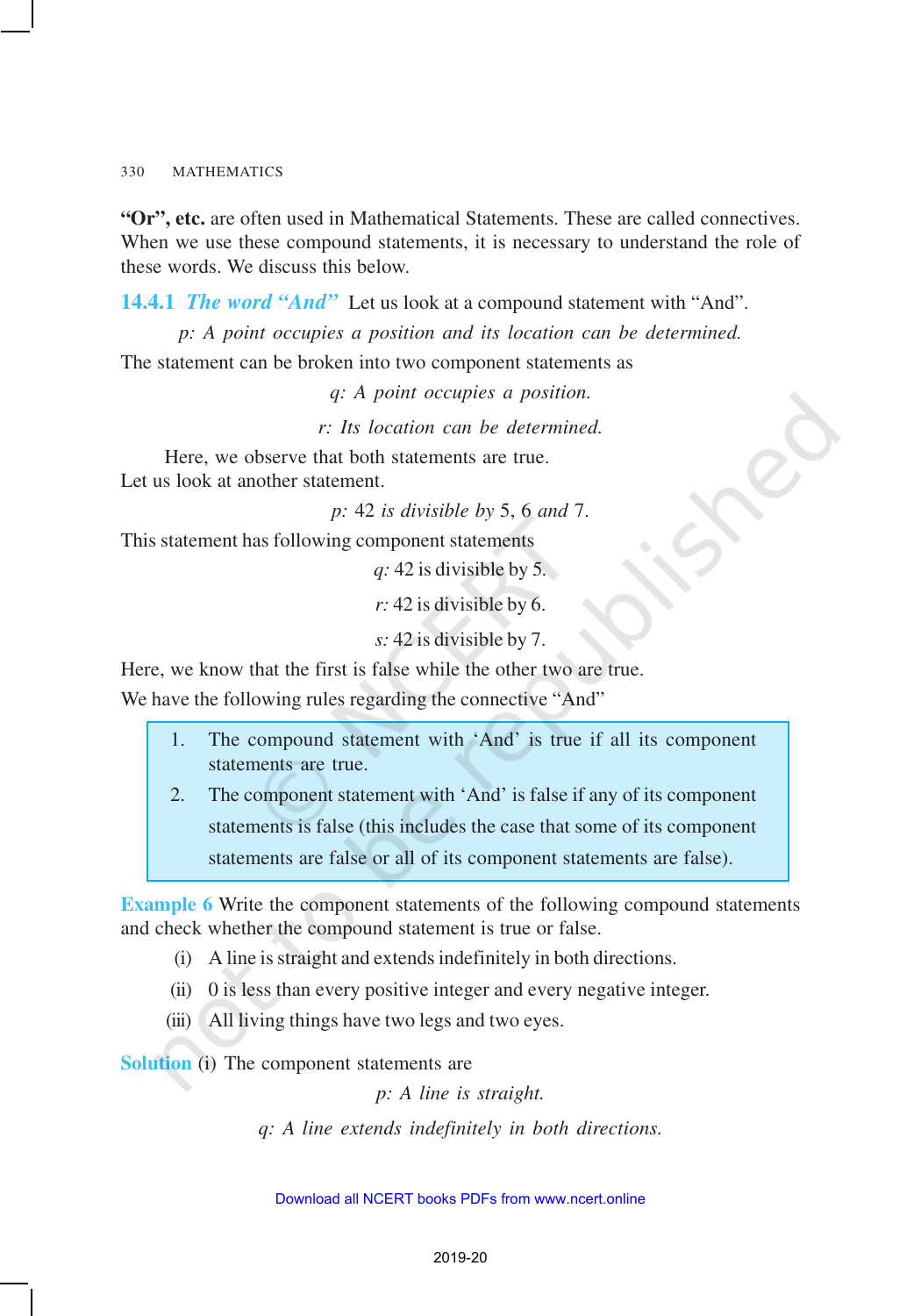**"Or", etc.** are often used in Mathematical Statements. These are called connectives. When we use these compound statements, it is necessary to understand the role of these words. We discuss this below.

### 14.4.1 *The word "And"* 

Let us look at a compound statement with "And".

*p: A point occupies a position and its location can be determined.*

The statement can be broken into two component statements as

*q: A point occupies a position.*

*r: Its location can be determined.*

Here, we observe that both statements are true.

Let us look at another statement.

*p:* 42 *is divisible by* 5, 6 *and* 7.

This statement has following component statements

*q:* 42 is divisible by 5.

*r:* 42 is divisible by 6.

*s:* 42 is divisible by 7.

Here, we know that the first is false while the other two are true.

We have the following rules regarding the connective "And"

1. The compound statement with 'And' is true if all its component statements are true.
2. The component statement with 'And' is false if any of its component statements is false (this includes the case that some of its component statements are false or all of its component statements are false).

**Example 6** Write the component statements of the following compound statements and check whether the compound statement is true or false.

(i) A line is straight and extends indefinitely in both directions.

(ii) 0 is less than every positive integer and every negative integer.

(iii) All living things have two legs and two eyes.

**Solution** (i) The component statements are

*p: A line is straight.*

*q: A line extends indefinitely in both directions.*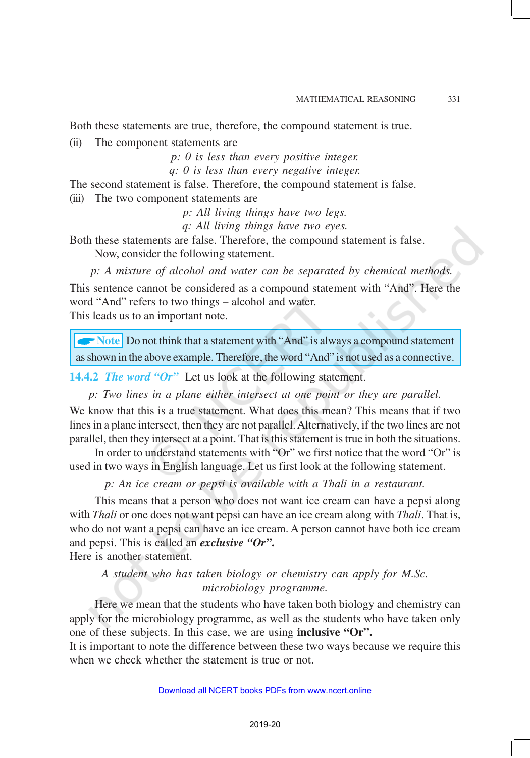Both these statements are true, therefore, the compound statement is true.

(ii) The component statements are

*p: 0 is less than every positive integer.*

*q: 0 is less than every negative integer.*

The second statement is false. Therefore, the compound statement is false.

(iii) The two component statements are

*p: All living things have two legs.*

*q: All living things have two eyes.*

Both these statements are false. Therefore, the compound statement is false.

Now, consider the following statement.

*p: A mixture of alcohol and water can be separated by chemical methods.*

This sentence cannot be considered as a compound statement with "And". Here the word "And" refers to two things – alcohol and water.

This leads us to an important note.

> **Note** Do not think that a statement with "And" is always a compound statement as shown in the above example. Therefore, the word "And" is not used as a connective.

### 14.4.2 *The word "Or"*

Let us look at the following statement.

*p: Two lines in a plane either intersect at one point or they are parallel.*

We know that this is a true statement. What does this mean? This means that if two lines in a plane intersect, then they are not parallel. Alternatively, if the two lines are not parallel, then they intersect at a point. That is this statement is true in both the situations.

In order to understand statements with "Or" we first notice that the word "Or" is used in two ways in English language. Let us first look at the following statement.

*p: An ice cream or pepsi is available with a Thali in a restaurant.*

This means that a person who does not want ice cream can have a pepsi along with *Thali* or one does not want pepsi can have an ice cream along with *Thali*. That is, who do not want a pepsi can have an ice cream. A person cannot have both ice cream and pepsi. This is called an ***exclusive "Or"***.

Here is another statement.

*A student who has taken biology or chemistry can apply for M.Sc. microbiology programme.*

Here we mean that the students who have taken both biology and chemistry can apply for the microbiology programme, as well as the students who have taken only one of these subjects. In this case, we are using **inclusive "Or"**.

It is important to note the difference between these two ways because we require this when we check whether the statement is true or not.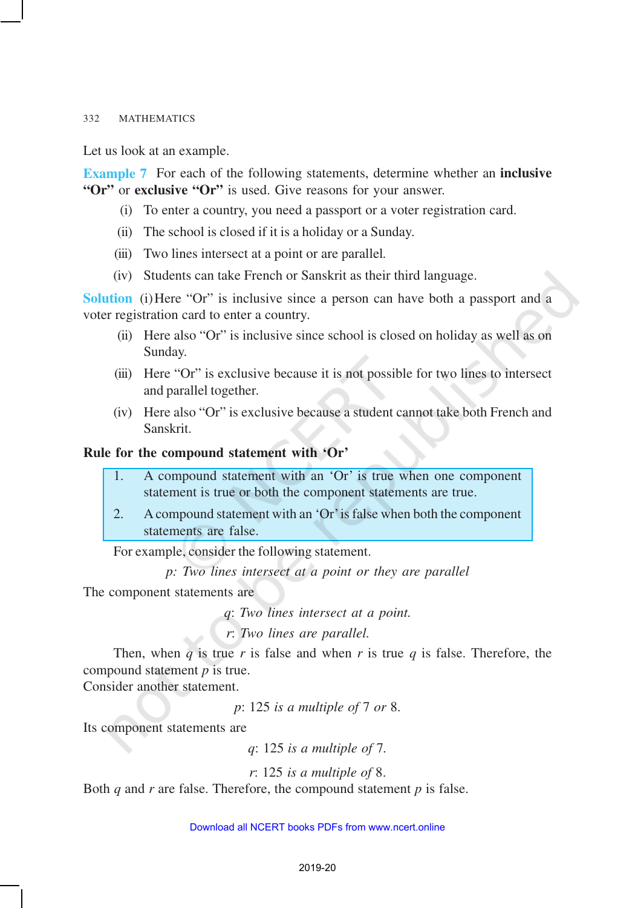Let us look at an example.

**Example 7** For each of the following statements, determine whether an **inclusive "Or"** or **exclusive "Or"** is used. Give reasons for your answer.

(i) To enter a country, you need a passport or a voter registration card.

(ii) The school is closed if it is a holiday or a Sunday.

(iii) Two lines intersect at a point or are parallel.

(iv) Students can take French or Sanskrit as their third language.

**Solution** (i) Here "Or" is inclusive since a person can have both a passport and a voter registration card to enter a country.

(ii) Here also "Or" is inclusive since school is closed on holiday as well as on Sunday.

(iii) Here "Or" is exclusive because it is not possible for two lines to intersect and parallel together.

(iv) Here also "Or" is exclusive because a student cannot take both French and Sanskrit.

**Rule for the compound statement with 'Or'**

1. A compound statement with an 'Or' is true when one component statement is true or both the component statements are true.
2. A compound statement with an 'Or' is false when both the component statements are false.

For example, consider the following statement.

*p: Two lines intersect at a point or they are parallel*

The component statements are

$q$: *Two lines intersect at a point.*

$r$: *Two lines are parallel.*

Then, when $q$ is true $r$ is false and when $r$ is true $q$ is false. Therefore, the compound statement $p$ is true.

Consider another statement.

$p$: 125 *is a multiple of* 7 *or* 8.

Its component statements are

$q$: 125 *is a multiple of* 7.

$r$: 125 *is a multiple of* 8.

Both $q$ and $r$ are false. Therefore, the compound statement $p$ is false.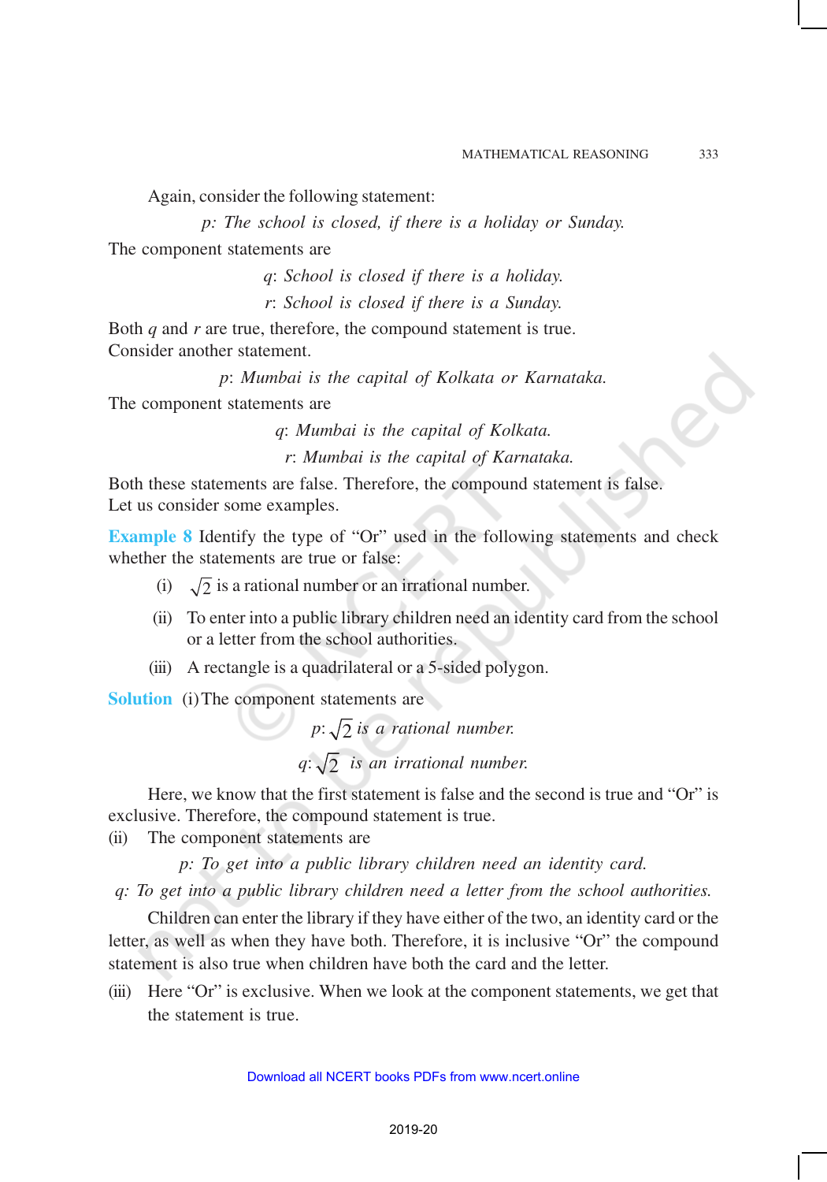Again, consider the following statement:

*p: The school is closed, if there is a holiday or Sunday.*

The component statements are

*q: School is closed if there is a holiday.*

*r: School is closed if there is a Sunday.*

Both $q$ and $r$ are true, therefore, the compound statement is true.
Consider another statement.

*p: Mumbai is the capital of Kolkata or Karnataka.*

The component statements are

*q: Mumbai is the capital of Kolkata.*

*r: Mumbai is the capital of Karnataka.*

Both these statements are false. Therefore, the compound statement is false.
Let us consider some examples.

**Example 8** Identify the type of "Or" used in the following statements and check whether the statements are true or false:

(i) $\sqrt{2}$ is a rational number or an irrational number.

(ii) To enter into a public library children need an identity card from the school or a letter from the school authorities.

(iii) A rectangle is a quadrilateral or a 5-sided polygon.

**Solution** (i) The component statements are

*p:* $\sqrt{2}$ *is a rational number.*

*q:* $\sqrt{2}$ *is an irrational number.*

Here, we know that the first statement is false and the second is true and "Or" is exclusive. Therefore, the compound statement is true.

(ii) The component statements are

*p: To get into a public library children need an identity card.*

*q: To get into a public library children need a letter from the school authorities.*

Children can enter the library if they have either of the two, an identity card or the letter, as well as when they have both. Therefore, it is inclusive "Or" the compound statement is also true when children have both the card and the letter.

(iii) Here "Or" is exclusive. When we look at the component statements, we get that the statement is true.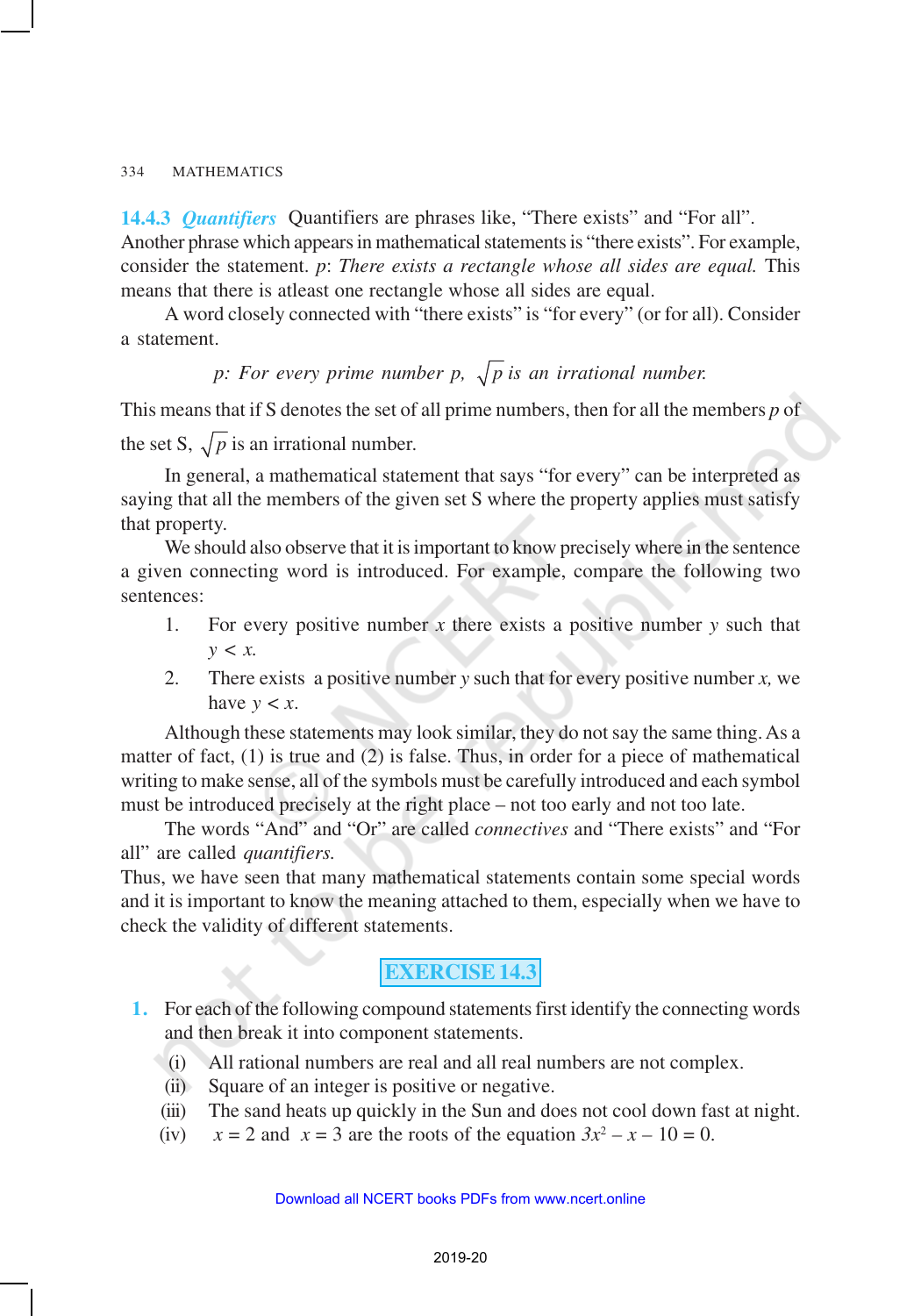### 14.4.3 *Quantifiers*

Quantifiers are phrases like, "There exists" and "For all". Another phrase which appears in mathematical statements is "there exists". For example, consider the statement. *p*: *There exists a rectangle whose all sides are equal.* This means that there is atleast one rectangle whose all sides are equal.

A word closely connected with "there exists" is "for every" (or for all). Consider a statement.

*p: For every prime number p,* $\sqrt{p}$ *is an irrational number.*

This means that if S denotes the set of all prime numbers, then for all the members *p* of the set S, $\sqrt{p}$ is an irrational number.

In general, a mathematical statement that says "for every" can be interpreted as saying that all the members of the given set S where the property applies must satisfy that property.

We should also observe that it is important to know precisely where in the sentence a given connecting word is introduced. For example, compare the following two sentences:

1. For every positive number *x* there exists a positive number *y* such that $y < x$.
2. There exists a positive number *y* such that for every positive number *x*, we have $y < x$.

Although these statements may look similar, they do not say the same thing. As a matter of fact, (1) is true and (2) is false. Thus, in order for a piece of mathematical writing to make sense, all of the symbols must be carefully introduced and each symbol must be introduced precisely at the right place – not too early and not too late.

The words "And" and "Or" are called *connectives* and "There exists" and "For all" are called *quantifiers.*

Thus, we have seen that many mathematical statements contain some special words and it is important to know the meaning attached to them, especially when we have to check the validity of different statements.

## EXERCISE 14.3

1. For each of the following compound statements first identify the connecting words and then break it into component statements.
   (i) All rational numbers are real and all real numbers are not complex.
   (ii) Square of an integer is positive or negative.
   (iii) The sand heats up quickly in the Sun and does not cool down fast at night.
   (iv) $x = 2$ and $x = 3$ are the roots of the equation $3x^2 - x - 10 = 0$.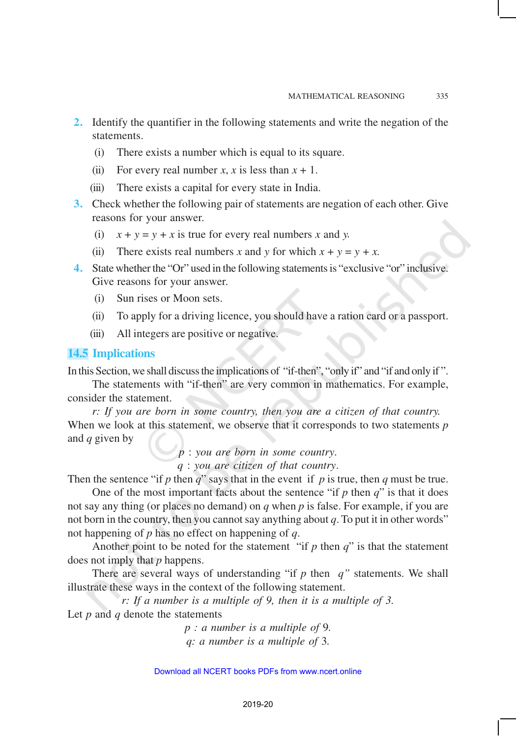2. Identify the quantifier in the following statements and write the negation of the statements.

   (i) There exists a number which is equal to its square.

   (ii) For every real number $x$, $x$ is less than $x + 1$.

   (iii) There exists a capital for every state in India.

3. Check whether the following pair of statements are negation of each other. Give reasons for your answer.

   (i) $x + y = y + x$ is true for every real numbers $x$ and $y$.

   (ii) There exists real numbers $x$ and $y$ for which $x + y = y + x$.

4. State whether the "Or" used in the following statements is "exclusive "or" inclusive. Give reasons for your answer.

   (i) Sun rises or Moon sets.

   (ii) To apply for a driving licence, you should have a ration card or a passport.

   (iii) All integers are positive or negative.

## 14.5 Implications

In this Section, we shall discuss the implications of "if-then", "only if" and "if and only if".

The statements with "if-then" are very common in mathematics. For example, consider the statement.

*r: If you are born in some country, then you are a citizen of that country.*

When we look at this statement, we observe that it corresponds to two statements $p$ and $q$ given by

*$p$ : you are born in some country.*

*$q$ : you are citizen of that country.*

Then the sentence "if $p$ then $q$" says that in the event if $p$ is true, then $q$ must be true.

One of the most important facts about the sentence "if $p$ then $q$" is that it does not say any thing (or places no demand) on $q$ when $p$ is false. For example, if you are not born in the country, then you cannot say anything about $q$. To put it in other words" not happening of $p$ has no effect on happening of $q$.

Another point to be noted for the statement "if $p$ then $q$" is that the statement does not imply that $p$ happens.

There are several ways of understanding "if $p$ then $q$" statements. We shall illustrate these ways in the context of the following statement.

*r: If a number is a multiple of 9, then it is a multiple of 3.*

Let $p$ and $q$ denote the statements

*$p$ : a number is a multiple of 9.*

*$q$: a number is a multiple of 3.*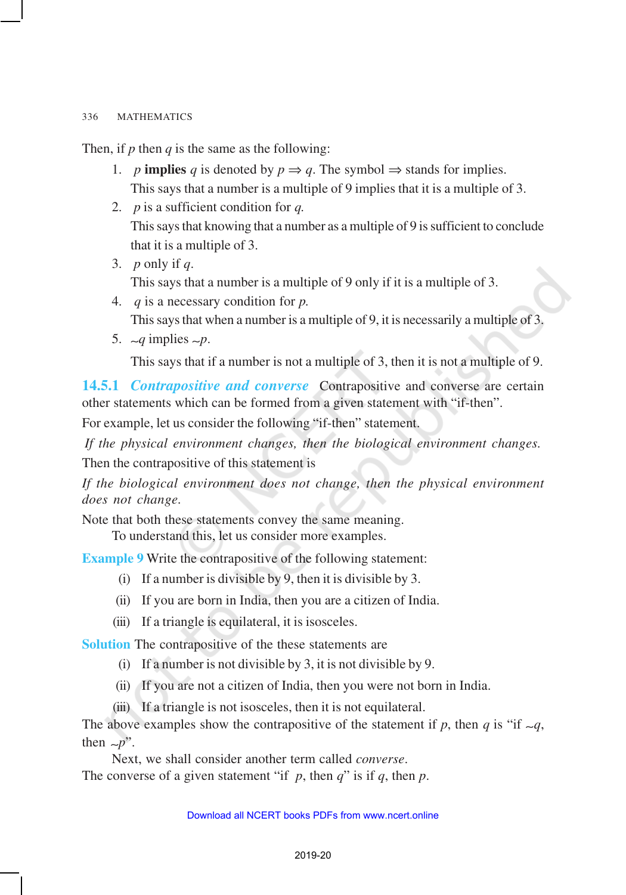Then, if $p$ then $q$ is the same as the following:

1. $p$ **implies** $q$ is denoted by $p \Rightarrow q$. The symbol $\Rightarrow$ stands for implies.
   This says that a number is a multiple of 9 implies that it is a multiple of 3.
2. $p$ is a sufficient condition for $q$.
   This says that knowing that a number as a multiple of 9 is sufficient to conclude that it is a multiple of 3.
3. $p$ only if $q$.
   This says that a number is a multiple of 9 only if it is a multiple of 3.
4. $q$ is a necessary condition for $p$.
   This says that when a number is a multiple of 9, it is necessarily a multiple of 3.
5. $\sim q$ implies $\sim p$.
   This says that if a number is not a multiple of 3, then it is not a multiple of 9.

### 14.5.1 *Contrapositive and converse*

Contrapositive and converse are certain other statements which can be formed from a given statement with "if-then".

For example, let us consider the following "if-then" statement.

*If the physical environment changes, then the biological environment changes.*

Then the contrapositive of this statement is

*If the biological environment does not change, then the physical environment does not change.*

Note that both these statements convey the same meaning.

To understand this, let us consider more examples.

**Example 9** Write the contrapositive of the following statement:

(i) If a number is divisible by 9, then it is divisible by 3.

(ii) If you are born in India, then you are a citizen of India.

(iii) If a triangle is equilateral, it is isosceles.

**Solution** The contrapositive of the these statements are

(i) If a number is not divisible by 3, it is not divisible by 9.

(ii) If you are not a citizen of India, then you were not born in India.

(iii) If a triangle is not isosceles, then it is not equilateral.

The above examples show the contrapositive of the statement if $p$, then $q$ is "if $\sim q$, then $\sim p$".

Next, we shall consider another term called *converse*.

The converse of a given statement "if $p$, then $q$" is if $q$, then $p$.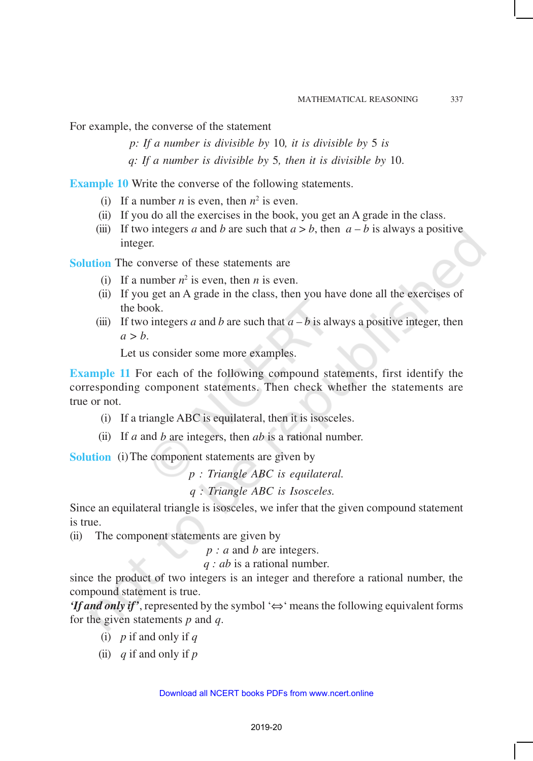For example, the converse of the statement

*p: If a number is divisible by* 10*, it is divisible by* 5 *is*

*q: If a number is divisible by* 5*, then it is divisible by* 10.

**Example 10** Write the converse of the following statements.

(i) If a number $n$ is even, then $n^2$ is even.

(ii) If you do all the exercises in the book, you get an A grade in the class.

(iii) If two integers $a$ and $b$ are such that $a > b$, then $a - b$ is always a positive integer.

**Solution** The converse of these statements are

(i) If a number $n^2$ is even, then $n$ is even.

(ii) If you get an A grade in the class, then you have done all the exercises of the book.

(iii) If two integers $a$ and $b$ are such that $a - b$ is always a positive integer, then $a > b$.

Let us consider some more examples.

**Example 11** For each of the following compound statements, first identify the corresponding component statements. Then check whether the statements are true or not.

(i) If a triangle ABC is equilateral, then it is isosceles.

(ii) If $a$ and $b$ are integers, then $ab$ is a rational number.

**Solution** (i) The component statements are given by

*p : Triangle ABC is equilateral.*

*q : Triangle ABC is Isosceles.*

Since an equilateral triangle is isosceles, we infer that the given compound statement is true.

(ii) The component statements are given by

$p$ : $a$ and $b$ are integers.

$q$ : $ab$ is a rational number.

since the product of two integers is an integer and therefore a rational number, the compound statement is true.

***'If and only if'***, represented by the symbol '$\Leftrightarrow$' means the following equivalent forms for the given statements $p$ and $q$.

(i) $p$ if and only if $q$

(ii) $q$ if and only if $p$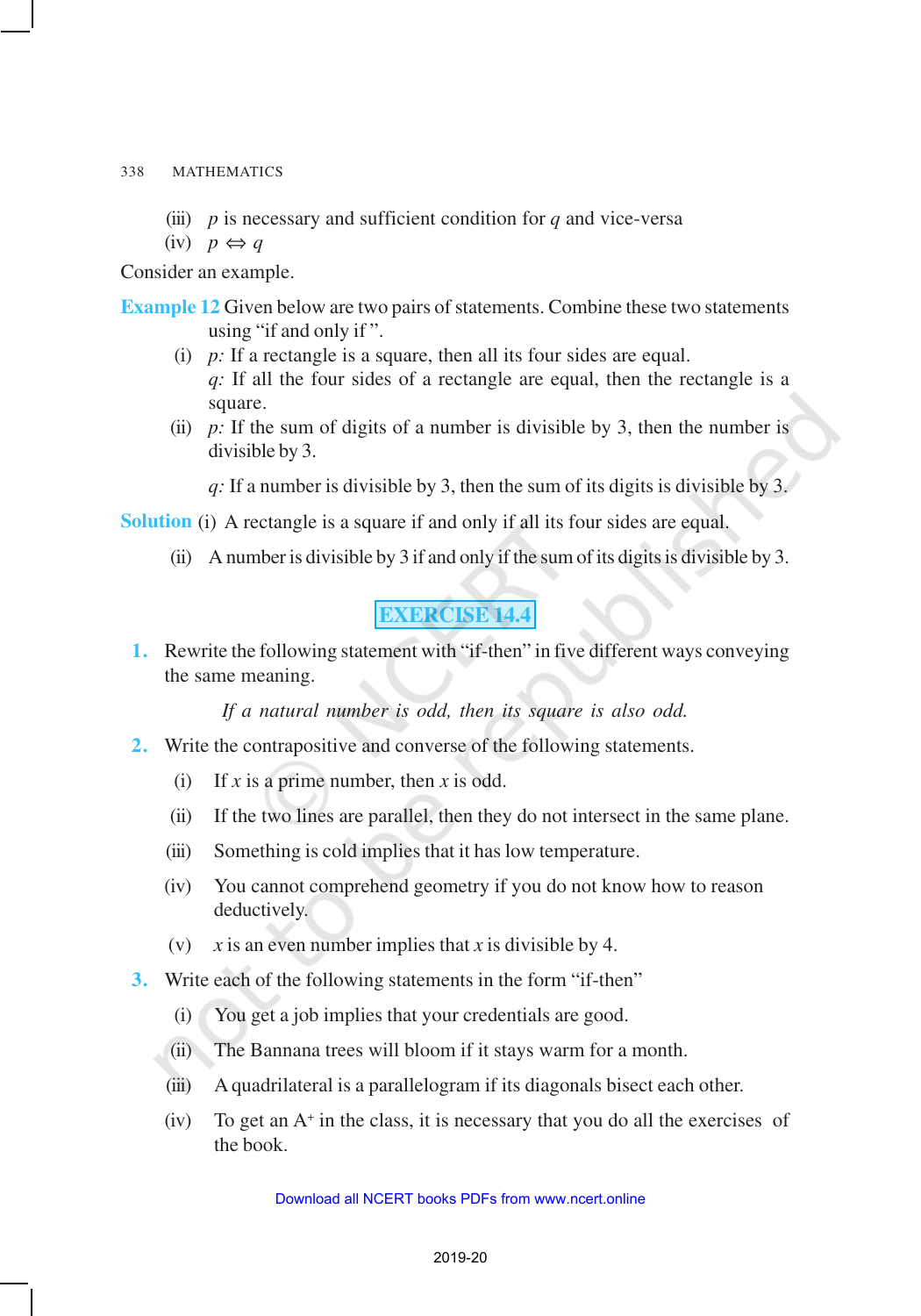(iii) $p$ is necessary and sufficient condition for $q$ and vice-versa

(iv) $p \Leftrightarrow q$

Consider an example.

**Example 12** Given below are two pairs of statements. Combine these two statements using "if and only if ".

(i) *p:* If a rectangle is a square, then all its four sides are equal.
*q:* If all the four sides of a rectangle are equal, then the rectangle is a square.

(ii) *p:* If the sum of digits of a number is divisible by 3, then the number is divisible by 3.
*q:* If a number is divisible by 3, then the sum of its digits is divisible by 3.

**Solution** (i) A rectangle is a square if and only if all its four sides are equal.

(ii) A number is divisible by 3 if and only if the sum of its digits is divisible by 3.

## EXERCISE 14.4

**1.** Rewrite the following statement with "if-then" in five different ways conveying the same meaning.

*If a natural number is odd, then its square is also odd.*

**2.** Write the contrapositive and converse of the following statements.

(i) If $x$ is a prime number, then $x$ is odd.

(ii) If the two lines are parallel, then they do not intersect in the same plane.

(iii) Something is cold implies that it has low temperature.

(iv) You cannot comprehend geometry if you do not know how to reason deductively.

(v) $x$ is an even number implies that $x$ is divisible by 4.

**3.** Write each of the following statements in the form "if-then"

(i) You get a job implies that your credentials are good.

(ii) The Bannana trees will bloom if it stays warm for a month.

(iii) A quadrilateral is a parallelogram if its diagonals bisect each other.

(iv) To get an $A^+$ in the class, it is necessary that you do all the exercises of the book.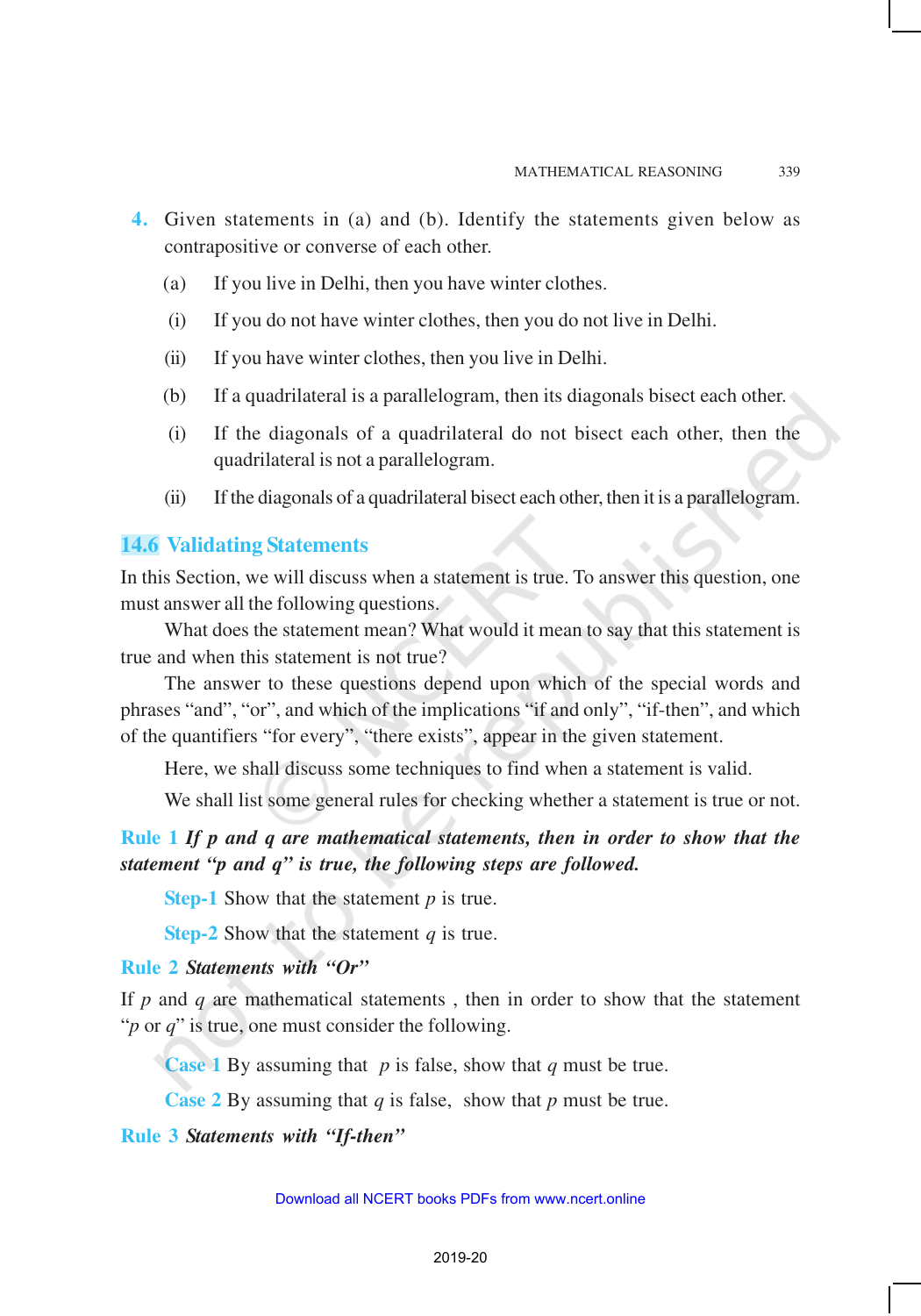4. Given statements in (a) and (b). Identify the statements given below as contrapositive or converse of each other.

   (a) If you live in Delhi, then you have winter clothes.

   (i) If you do not have winter clothes, then you do not live in Delhi.

   (ii) If you have winter clothes, then you live in Delhi.

   (b) If a quadrilateral is a parallelogram, then its diagonals bisect each other.

   (i) If the diagonals of a quadrilateral do not bisect each other, then the quadrilateral is not a parallelogram.

   (ii) If the diagonals of a quadrilateral bisect each other, then it is a parallelogram.

## 14.6 Validating Statements

In this Section, we will discuss when a statement is true. To answer this question, one must answer all the following questions.

What does the statement mean? What would it mean to say that this statement is true and when this statement is not true?

The answer to these questions depend upon which of the special words and phrases "and", "or", and which of the implications "if and only", "if-then", and which of the quantifiers "for every", "there exists", appear in the given statement.

Here, we shall discuss some techniques to find when a statement is valid.

We shall list some general rules for checking whether a statement is true or not.

**Rule 1** ***If $p$ and $q$ are mathematical statements, then in order to show that the statement "$p$ and $q$" is true, the following steps are followed.***

**Step-1** Show that the statement $p$ is true.

**Step-2** Show that the statement $q$ is true.

**Rule 2** ***Statements with "Or"***

If $p$ and $q$ are mathematical statements , then in order to show that the statement "$p$ or $q$" is true, one must consider the following.

**Case 1** By assuming that $p$ is false, show that $q$ must be true.

**Case 2** By assuming that $q$ is false, show that $p$ must be true.

**Rule 3** ***Statements with "If-then"***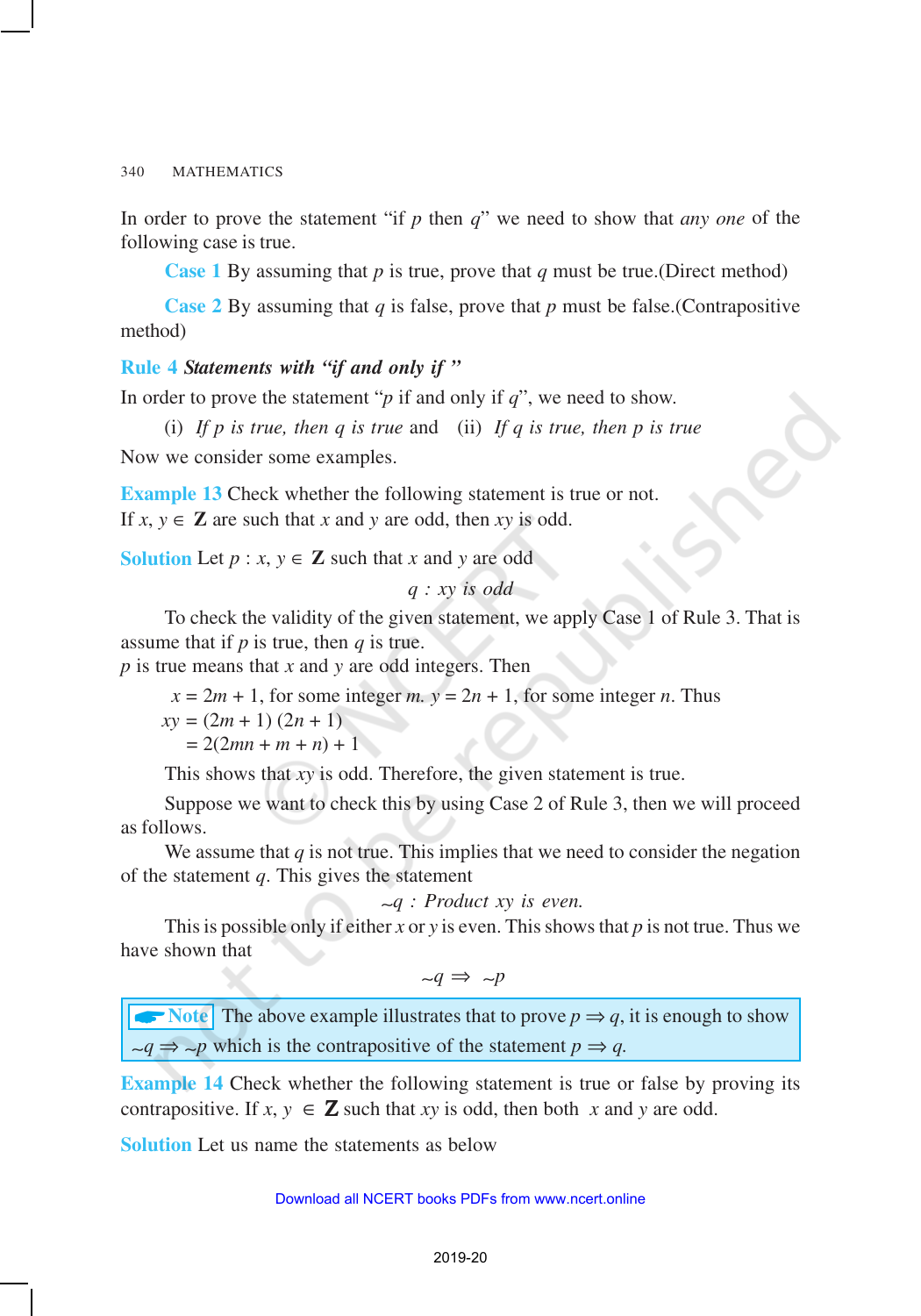In order to prove the statement "if $p$ then $q$" we need to show that *any one* of the following case is true.

**Case 1** By assuming that $p$ is true, prove that $q$ must be true.(Direct method)

**Case 2** By assuming that $q$ is false, prove that $p$ must be false.(Contrapositive method)

**Rule 4** ***Statements with "if and only if "***

In order to prove the statement "$p$ if and only if $q$", we need to show.

(i) *If $p$ is true, then $q$ is true* and (ii) *If $q$ is true, then $p$ is true*

Now we consider some examples.

**Example 13** Check whether the following statement is true or not.
If $x, y \in \mathbf{Z}$ are such that $x$ and $y$ are odd, then $xy$ is odd.

**Solution** Let $p : x, y \in \mathbf{Z}$ such that $x$ and $y$ are odd

$$q : xy \text{ is odd}$$

To check the validity of the given statement, we apply Case 1 of Rule 3. That is assume that if $p$ is true, then $q$ is true.
$p$ is true means that $x$ and $y$ are odd integers. Then

$x = 2m + 1$, for some integer $m$. $y = 2n + 1$, for some integer $n$. Thus

$$xy = (2m + 1)(2n + 1)$$
$$= 2(2mn + m + n) + 1$$

This shows that $xy$ is odd. Therefore, the given statement is true.

Suppose we want to check this by using Case 2 of Rule 3, then we will proceed as follows.

We assume that $q$ is not true. This implies that we need to consider the negation of the statement $q$. This gives the statement

$$\sim q : \text{Product } xy \text{ is even.}$$

This is possible only if either $x$ or $y$ is even. This shows that $p$ is not true. Thus we have shown that

$$\sim q \Rightarrow \sim p$$

**Note** The above example illustrates that to prove $p \Rightarrow q$, it is enough to show $\sim q \Rightarrow \sim p$ which is the contrapositive of the statement $p \Rightarrow q$.

**Example 14** Check whether the following statement is true or false by proving its contrapositive. If $x, y \in \mathbf{Z}$ such that $xy$ is odd, then both $x$ and $y$ are odd.

**Solution** Let us name the statements as below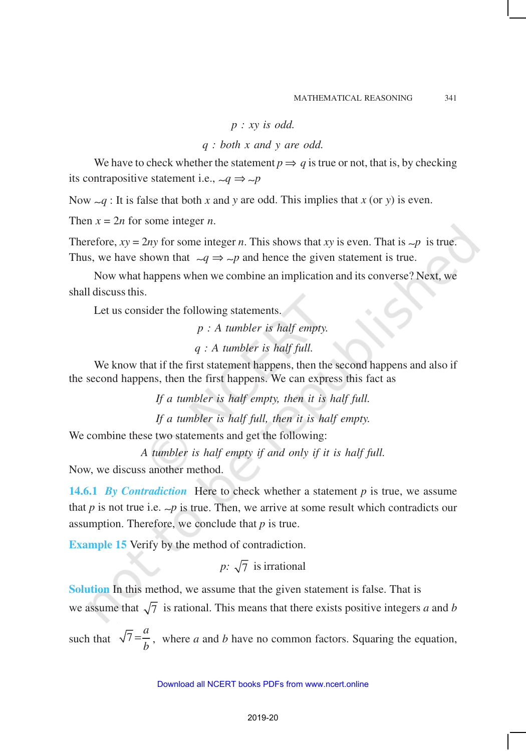*p : xy is odd.*

*q : both x and y are odd.*

We have to check whether the statement $p \Rightarrow q$ is true or not, that is, by checking its contrapositive statement i.e., $\sim q \Rightarrow \sim p$

Now $\sim q$ : It is false that both $x$ and $y$ are odd. This implies that $x$ (or $y$) is even.

Then $x = 2n$ for some integer $n$.

Therefore, $xy = 2ny$ for some integer $n$. This shows that $xy$ is even. That is $\sim p$ is true. Thus, we have shown that $\sim q \Rightarrow \sim p$ and hence the given statement is true.

Now what happens when we combine an implication and its converse? Next, we shall discuss this.

Let us consider the following statements.

*p : A tumbler is half empty.*

*q : A tumbler is half full.*

We know that if the first statement happens, then the second happens and also if the second happens, then the first happens. We can express this fact as

*If a tumbler is half empty, then it is half full.*

*If a tumbler is half full, then it is half empty.*

We combine these two statements and get the following:

*A tumbler is half empty if and only if it is half full.*

Now, we discuss another method.

**14.6.1** ***By Contradiction*** Here to check whether a statement $p$ is true, we assume that $p$ is not true i.e. $\sim p$ is true. Then, we arrive at some result which contradicts our assumption. Therefore, we conclude that $p$ is true.

**Example 15** Verify by the method of contradiction.

$p$: $\sqrt{7}$ is irrational

**Solution** In this method, we assume that the given statement is false. That is we assume that $\sqrt{7}$ is rational. This means that there exists positive integers $a$ and $b$ such that $\sqrt{7} = \frac{a}{b}$, where $a$ and $b$ have no common factors. Squaring the equation,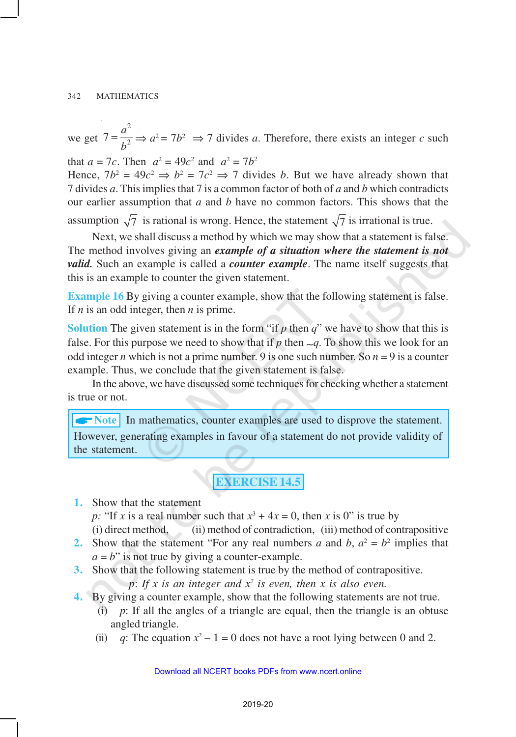we get $7 = \frac{a^2}{b^2} \Rightarrow a^2 = 7b^2 \Rightarrow$ 7 divides $a$. Therefore, there exists an integer $c$ such that $a = 7c$. Then $a^2 = 49c^2$ and $a^2 = 7b^2$

Hence, $7b^2 = 49c^2 \Rightarrow b^2 = 7c^2 \Rightarrow$ 7 divides $b$. But we have already shown that 7 divides $a$. This implies that 7 is a common factor of both of $a$ and $b$ which contradicts our earlier assumption that $a$ and $b$ have no common factors. This shows that the assumption $\sqrt{7}$ is rational is wrong. Hence, the statement $\sqrt{7}$ is irrational is true.

Next, we shall discuss a method by which we may show that a statement is false. The method involves giving an ***example of a situation where the statement is not valid.*** Such an example is called a ***counter example***. The name itself suggests that this is an example to counter the given statement.

**Example 16** By giving a counter example, show that the following statement is false. If $n$ is an odd integer, then $n$ is prime.

**Solution** The given statement is in the form "if $p$ then $q$" we have to show that this is false. For this purpose we need to show that if $p$ then $\sim q$. To show this we look for an odd integer $n$ which is not a prime number. 9 is one such number. So $n = 9$ is a counter example. Thus, we conclude that the given statement is false.

In the above, we have discussed some techniques for checking whether a statement is true or not.

> **Note** In mathematics, counter examples are used to disprove the statement. However, generating examples in favour of a statement do not provide validity of the statement.

## EXERCISE 14.5

1. Show that the statement
   $p$: "If $x$ is a real number such that $x^3 + 4x = 0$, then $x$ is 0" is true by
   (i) direct method, (ii) method of contradiction, (iii) method of contrapositive
2. Show that the statement "For any real numbers $a$ and $b$, $a^2 = b^2$ implies that $a = b$" is not true by giving a counter-example.
3. Show that the following statement is true by the method of contrapositive.
   $p$: *If $x$ is an integer and $x^2$ is even, then $x$ is also even.*
4. By giving a counter example, show that the following statements are not true.
   (i) $p$: If all the angles of a triangle are equal, then the triangle is an obtuse angled triangle.
   (ii) $q$: The equation $x^2 - 1 = 0$ does not have a root lying between 0 and 2.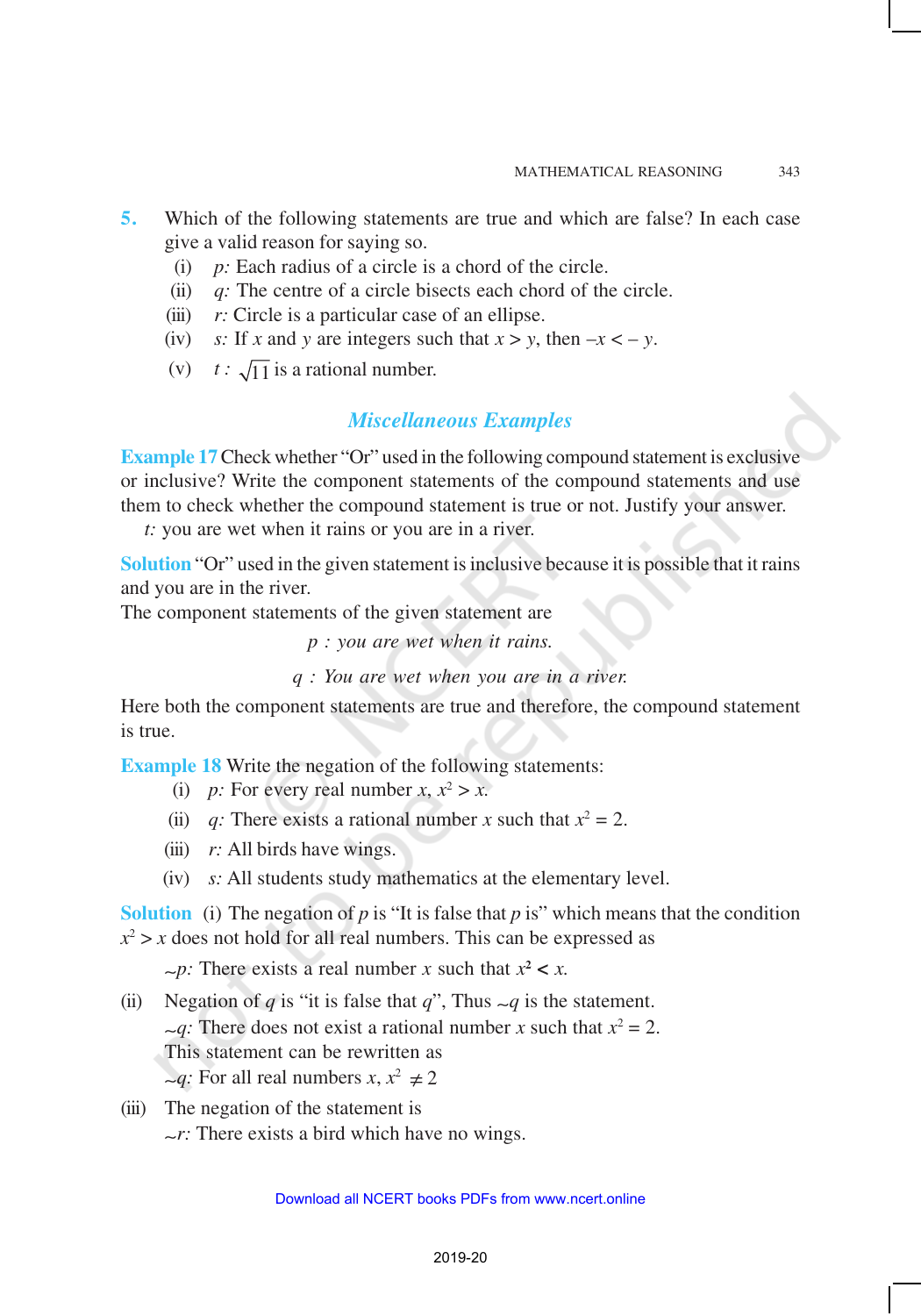5. Which of the following statements are true and which are false? In each case give a valid reason for saying so.

   (i) *p:* Each radius of a circle is a chord of the circle.

   (ii) *q:* The centre of a circle bisects each chord of the circle.

   (iii) *r:* Circle is a particular case of an ellipse.

   (iv) *s:* If $x$ and $y$ are integers such that $x > y$, then $-x < -y$.

   (v) *t :* $\sqrt{11}$ is a rational number.

## *Miscellaneous Examples*

**Example 17** Check whether "Or" used in the following compound statement is exclusive or inclusive? Write the component statements of the compound statements and use them to check whether the compound statement is true or not. Justify your answer.

*t:* you are wet when it rains or you are in a river.

**Solution** "Or" used in the given statement is inclusive because it is possible that it rains and you are in the river.

The component statements of the given statement are

*p : you are wet when it rains.*

*q : You are wet when you are in a river.*

Here both the component statements are true and therefore, the compound statement is true.

**Example 18** Write the negation of the following statements:

(i) *p:* For every real number $x$, $x^2 > x$.

(ii) *q:* There exists a rational number $x$ such that $x^2 = 2$.

(iii) *r:* All birds have wings.

(iv) *s:* All students study mathematics at the elementary level.

**Solution** (i) The negation of $p$ is "It is false that $p$ is" which means that the condition $x^2 > x$ does not hold for all real numbers. This can be expressed as

$\sim p$: There exists a real number $x$ such that $x^2 < x$.

(ii) Negation of $q$ is "it is false that $q$", Thus $\sim q$ is the statement.

$\sim q$: There does not exist a rational number $x$ such that $x^2 = 2$.

This statement can be rewritten as

$\sim q$: For all real numbers $x$, $x^2 \neq 2$

(iii) The negation of the statement is

$\sim r$: There exists a bird which have no wings.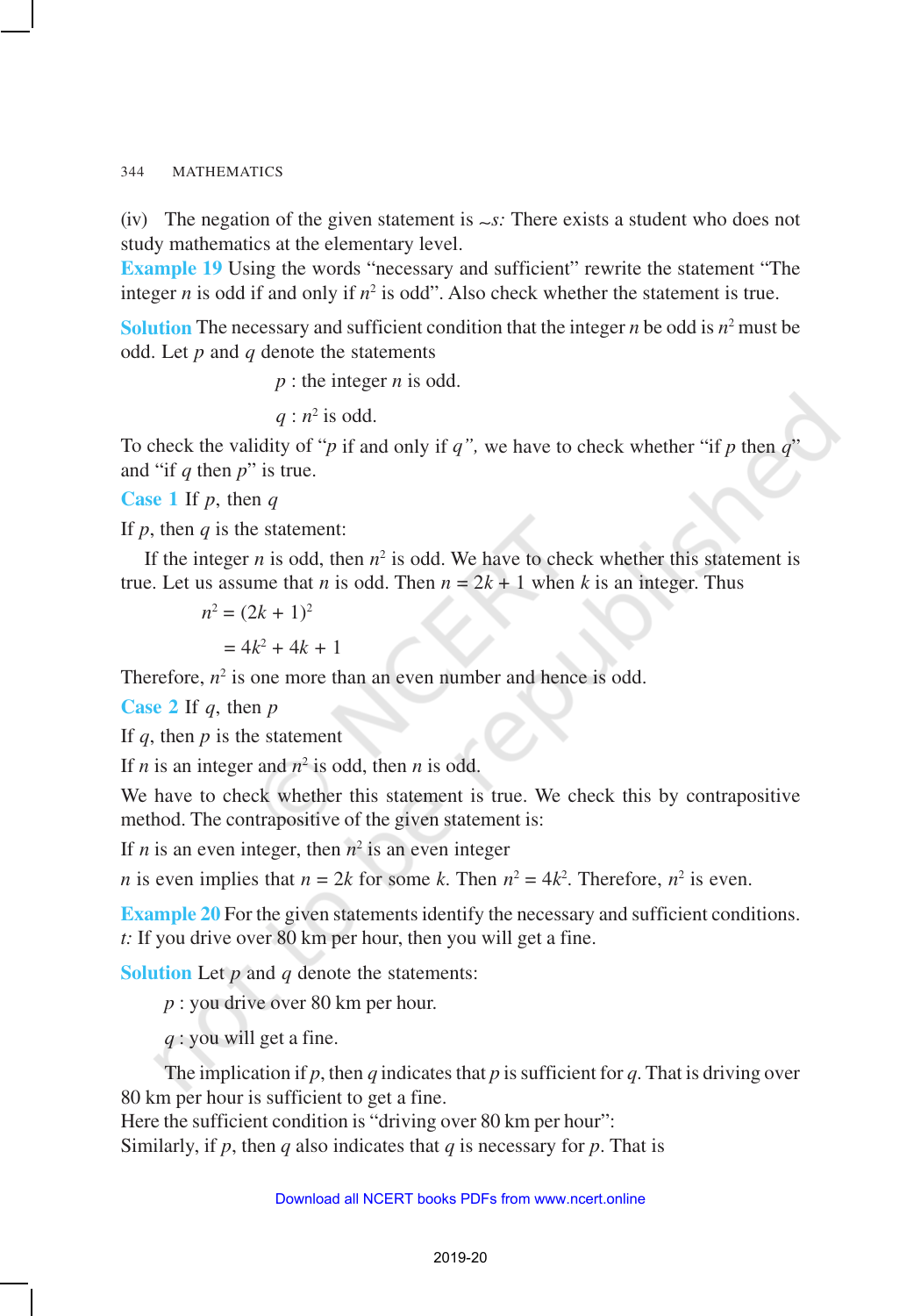(iv) The negation of the given statement is $\sim s$: There exists a student who does not study mathematics at the elementary level.

**Example 19** Using the words "necessary and sufficient" rewrite the statement "The integer $n$ is odd if and only if $n^2$ is odd". Also check whether the statement is true.

**Solution** The necessary and sufficient condition that the integer $n$ be odd is $n^2$ must be odd. Let $p$ and $q$ denote the statements

$p$ : the integer $n$ is odd.

$q$ : $n^2$ is odd.

To check the validity of "$p$ if and only if $q$", we have to check whether "if $p$ then $q$" and "if $q$ then $p$" is true.

**Case 1** If $p$, then $q$

If $p$, then $q$ is the statement:

If the integer $n$ is odd, then $n^2$ is odd. We have to check whether this statement is true. Let us assume that $n$ is odd. Then $n = 2k + 1$ when $k$ is an integer. Thus

$$n^2 = (2k + 1)^2$$

$$= 4k^2 + 4k + 1$$

Therefore, $n^2$ is one more than an even number and hence is odd.

**Case 2** If $q$, then $p$

If $q$, then $p$ is the statement

If $n$ is an integer and $n^2$ is odd, then $n$ is odd.

We have to check whether this statement is true. We check this by contrapositive method. The contrapositive of the given statement is:

If $n$ is an even integer, then $n^2$ is an even integer

$n$ is even implies that $n = 2k$ for some $k$. Then $n^2 = 4k^2$. Therefore, $n^2$ is even.

**Example 20** For the given statements identify the necessary and sufficient conditions.

$t$: If you drive over 80 km per hour, then you will get a fine.

**Solution** Let $p$ and $q$ denote the statements:

$p$ : you drive over 80 km per hour.

$q$ : you will get a fine.

The implication if $p$, then $q$ indicates that $p$ is sufficient for $q$. That is driving over 80 km per hour is sufficient to get a fine.

Here the sufficient condition is "driving over 80 km per hour":

Similarly, if $p$, then $q$ also indicates that $q$ is necessary for $p$. That is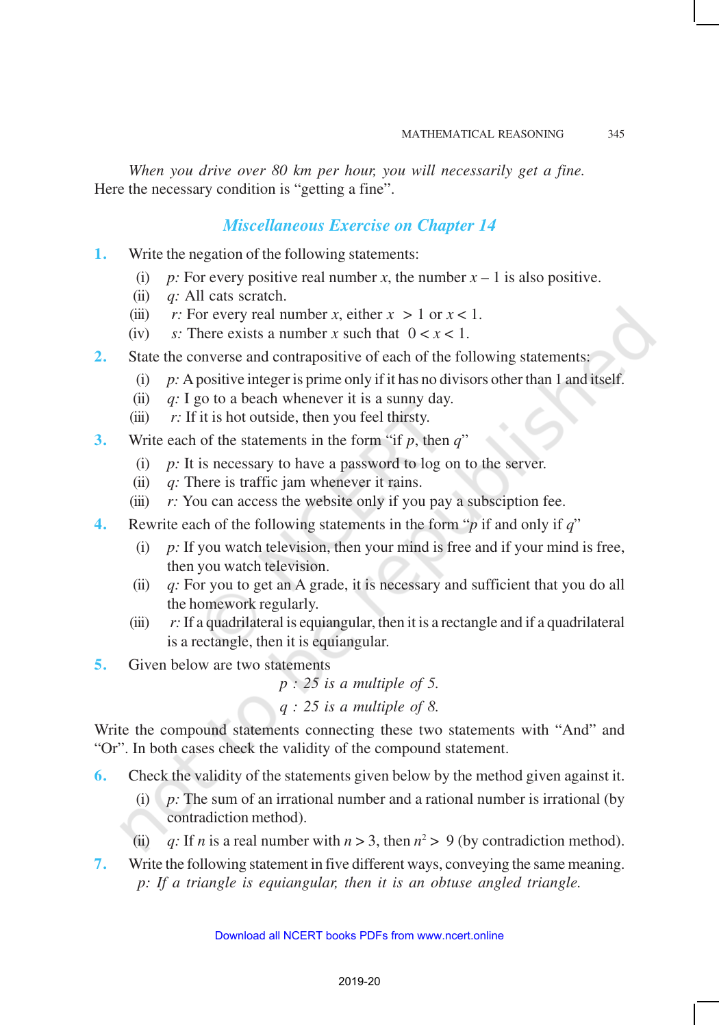*When you drive over 80 km per hour, you will necessarily get a fine.*
Here the necessary condition is "getting a fine".

## *Miscellaneous Exercise on Chapter 14*

**1.** Write the negation of the following statements:

(i) *p:* For every positive real number $x$, the number $x - 1$ is also positive.

(ii) *q:* All cats scratch.

(iii) *r:* For every real number $x$, either $x > 1$ or $x < 1$.

(iv) *s:* There exists a number $x$ such that $0 < x < 1$.

**2.** State the converse and contrapositive of each of the following statements:

(i) *p:* A positive integer is prime only if it has no divisors other than 1 and itself.

(ii) *q:* I go to a beach whenever it is a sunny day.

(iii) *r:* If it is hot outside, then you feel thirsty.

**3.** Write each of the statements in the form "if $p$, then $q$"

(i) *p:* It is necessary to have a password to log on to the server.

(ii) *q:* There is traffic jam whenever it rains.

(iii) *r:* You can access the website only if you pay a subsciption fee.

**4.** Rewrite each of the following statements in the form "$p$ if and only if $q$"

(i) *p:* If you watch television, then your mind is free and if your mind is free, then you watch television.

(ii) *q:* For you to get an A grade, it is necessary and sufficient that you do all the homework regularly.

(iii) *r:* If a quadrilateral is equiangular, then it is a rectangle and if a quadrilateral is a rectangle, then it is equiangular.

**5.** Given below are two statements

*p : 25 is a multiple of 5.*

*q : 25 is a multiple of 8.*

Write the compound statements connecting these two statements with "And" and "Or". In both cases check the validity of the compound statement.

**6.** Check the validity of the statements given below by the method given against it.

(i) *p:* The sum of an irrational number and a rational number is irrational (by contradiction method).

(ii) *q:* If $n$ is a real number with $n > 3$, then $n^2 > 9$ (by contradiction method).

**7.** Write the following statement in five different ways, conveying the same meaning.

*p: If a triangle is equiangular, then it is an obtuse angled triangle.*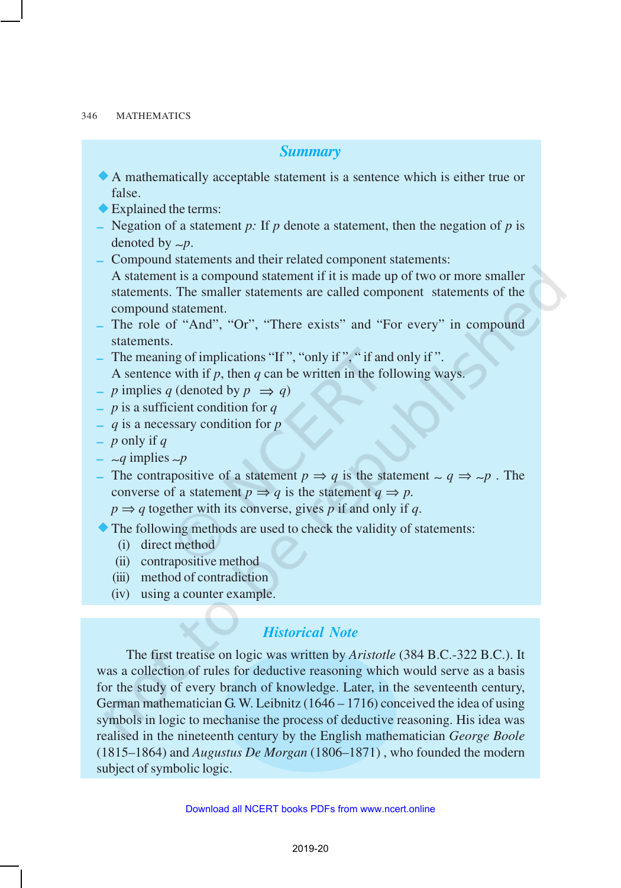## Summary

- A mathematically acceptable statement is a sentence which is either true or false.
- Explained the terms:
  - Negation of a statement *p:* If *p* denote a statement, then the negation of *p* is denoted by $\sim p$.
  - Compound statements and their related component statements:
    A statement is a compound statement if it is made up of two or more smaller statements. The smaller statements are called component statements of the compound statement.
  - The role of "And", "Or", "There exists" and "For every" in compound statements.
  - The meaning of implications "If ", "only if ", " if and only if ".
    A sentence with if *p*, then *q* can be written in the following ways.
  - *p* implies *q* (denoted by $p \Rightarrow q$)
  - *p* is a sufficient condition for *q*
  - *q* is a necessary condition for *p*
  - *p* only if *q*
  - $\sim q$ implies $\sim p$
  - The contrapositive of a statement $p \Rightarrow q$ is the statement $\sim q \Rightarrow \sim p$ . The converse of a statement $p \Rightarrow q$ is the statement $q \Rightarrow p$.
    $p \Rightarrow q$ together with its converse, gives *p* if and only if *q*.
- The following methods are used to check the validity of statements:
  (i) direct method
  (ii) contrapositive method
  (iii) method of contradiction
  (iv) using a counter example.

## Historical Note

The first treatise on logic was written by *Aristotle* (384 B.C.-322 B.C.). It was a collection of rules for deductive reasoning which would serve as a basis for the study of every branch of knowledge. Later, in the seventeenth century, German mathematician G. W. Leibnitz (1646 – 1716) conceived the idea of using symbols in logic to mechanise the process of deductive reasoning. His idea was realised in the nineteenth century by the English mathematician *George Boole* (1815–1864) and *Augustus De Morgan* (1806–1871) , who founded the modern subject of symbolic logic.